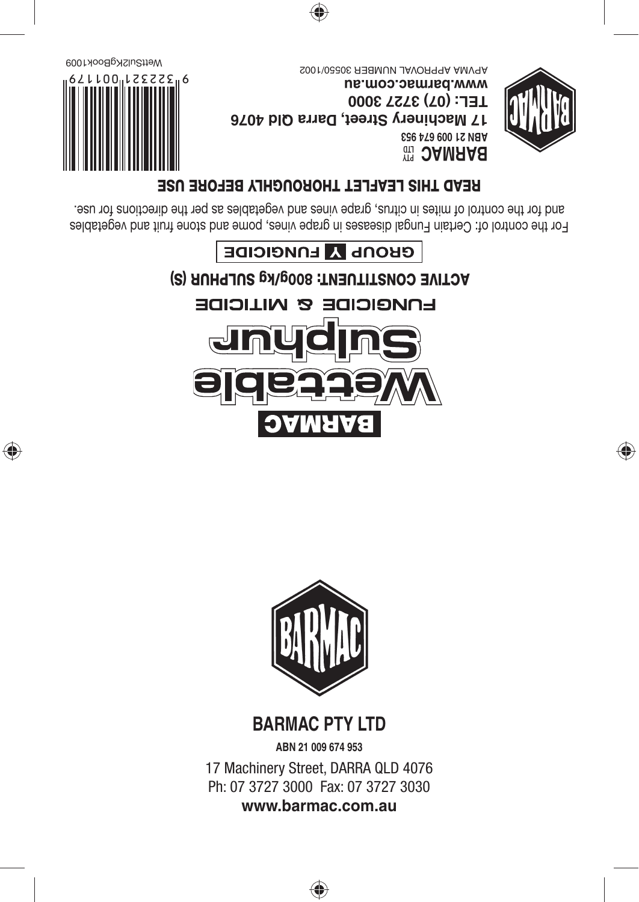BARMAC

# Wettable Sulphur

## FUNGICIDE & MITICIDE

**ACTIVE CONSTITUENT: 800g/kg SULPHUR (S)**

**GROUP Y FUNGICIDE**

For the control of: Certain Fungal diseases in grape vines, pome and stone fruit and vegetables and for the control of mites in citrus, grape vines and vegetables as per the directions for use.

**READ THIS LEAFLET THOROUGHLY BEFORE USE**

**BARMAC PTY LTD**
ABN 21 009 674 953
**17 Machinery Street, Darra Qld 4076**
**TEL: (07) 3727 3000**
**www.barmac.com.au**
APVMA APPROVAL NUMBER 30550/1002

9 322321 001179

WettSul2KgBook1009

**BARMAC PTY LTD**

**ABN 21 009 674 953**

17 Machinery Street, DARRA QLD 4076
Ph: 07 3727 3000 Fax: 07 3727 3030
**www.barmac.com.au**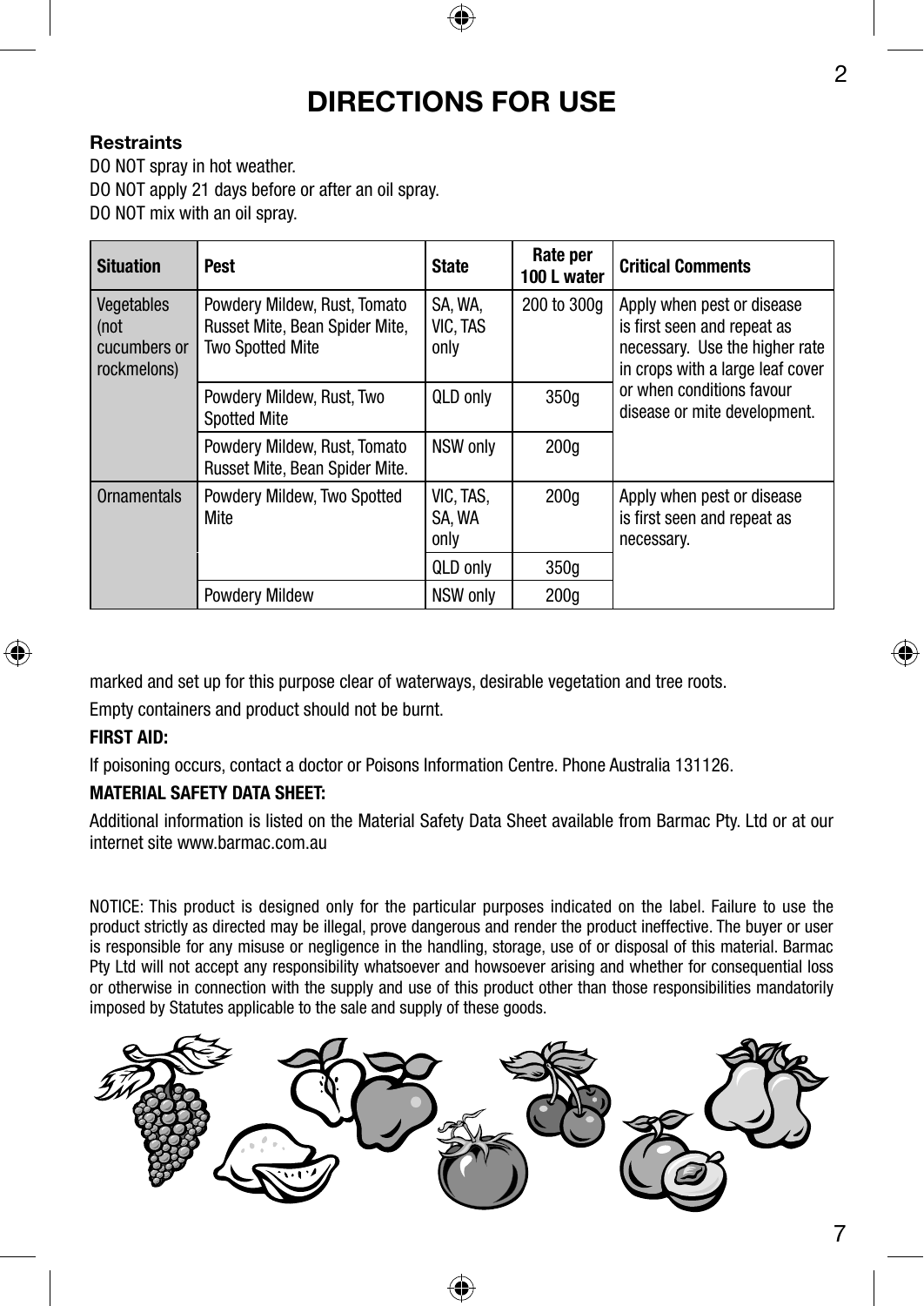# DIRECTIONS FOR USE

**Restraints**

DO NOT spray in hot weather.
DO NOT apply 21 days before or after an oil spray.
DO NOT mix with an oil spray.

| Situation | Pest | State | Rate per 100 L water | Critical Comments |
|---|---|---|---|---|
| Vegetables (not cucumbers or rockmelons) | Powdery Mildew, Rust, Tomato Russet Mite, Bean Spider Mite, Two Spotted Mite | SA, WA, VIC, TAS only | 200 to 300g | Apply when pest or disease is first seen and repeat as necessary. Use the higher rate in crops with a large leaf cover or when conditions favour disease or mite development. |
| | Powdery Mildew, Rust, Two Spotted Mite | QLD only | 350g | |
| | Powdery Mildew, Rust, Tomato Russet Mite, Bean Spider Mite. | NSW only | 200g | |
| Ornamentals | Powdery Mildew, Two Spotted Mite | VIC, TAS, SA, WA only | 200g | Apply when pest or disease is first seen and repeat as necessary. |
| | | QLD only | 350g | |
| | Powdery Mildew | NSW only | 200g | |

marked and set up for this purpose clear of waterways, desirable vegetation and tree roots.

Empty containers and product should not be burnt.

**FIRST AID:**

If poisoning occurs, contact a doctor or Poisons Information Centre. Phone Australia 131126.

**MATERIAL SAFETY DATA SHEET:**

Additional information is listed on the Material Safety Data Sheet available from Barmac Pty. Ltd or at our internet site www.barmac.com.au

NOTICE: This product is designed only for the particular purposes indicated on the label. Failure to use the product strictly as directed may be illegal, prove dangerous and render the product ineffective. The buyer or user is responsible for any misuse or negligence in the handling, storage, use of or disposal of this material. Barmac Pty Ltd will not accept any responsibility whatsoever and howsoever arising and whether for consequential loss or otherwise in connection with the supply and use of this product other than those responsibilities mandatorily imposed by Statutes applicable to the sale and supply of these goods.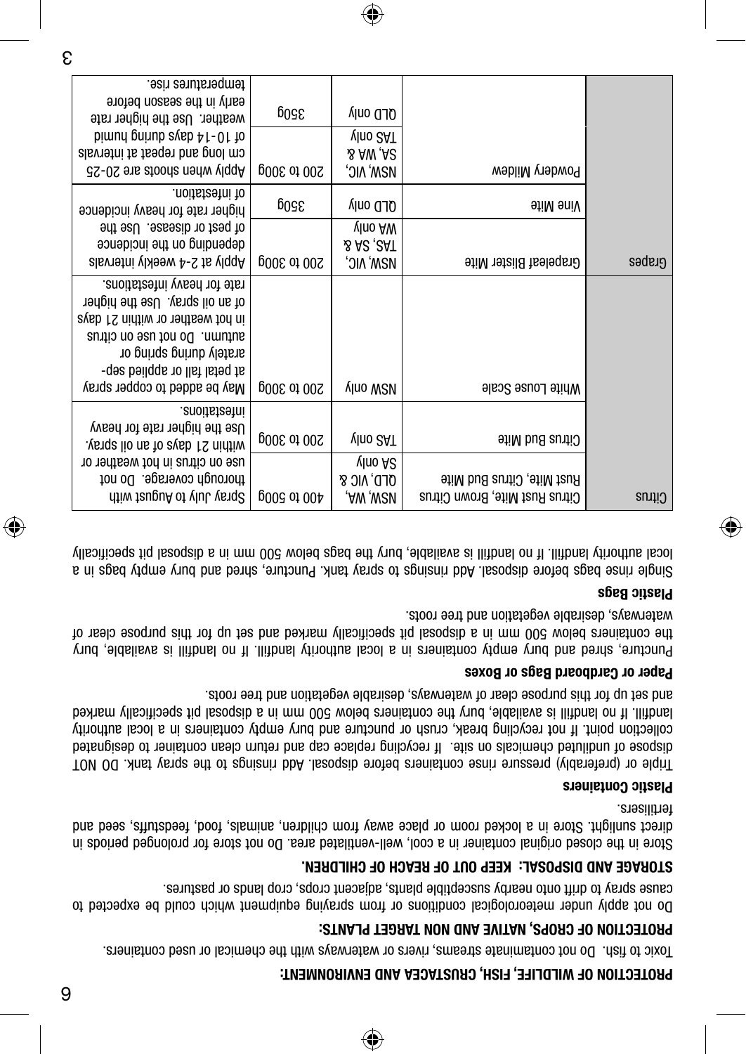**PROTECTION OF WILDLIFE, FISH, CRUSTACEA AND ENVIRONMENT:**

Toxic to fish. Do not contaminate streams, rivers or waterways with the chemical or used containers.

**PROTECTION OF CROPS, NATIVE AND NON TARGET PLANTS:**

Do not apply under meteorological conditions or from spraying equipment which could be expected to cause spray to drift onto nearby susceptible plants, adjacent crops, crop lands or pastures.

**STORAGE AND DISPOSAL: KEEP OUT OF REACH OF CHILDREN.**

Store in the closed original container in a cool, well-ventilated area. Do not store for prolonged periods in direct sunlight. Store in a locked room or place away from children, animals, food, feedstuffs, seed and fertilisers.

**Plastic Containers**

Triple or (preferably) pressure rinse containers before disposal. Add rinsings to the spray tank. DO NOT dispose of undiluted chemicals on site. If recycling replace cap and return clean container to designated collection point. If not recycling break, crush or puncture and bury empty containers in a local authority landfill. If no landfill is available, bury the containers below 500 mm in a disposal pit specifically marked and set up for this purpose clear of waterways, desirable vegetation and tree roots.

**Paper or Cardboard Bags or Boxes**

Puncture, shred and bury empty containers in a local authority landfill. If no landfill is available, bury the containers below 500 mm in a disposal pit specifically marked and set up for this purpose clear of waterways, desirable vegetation and tree roots.

**Plastic Bags**

Single rinse bags before disposal. Add rinsings to spray tank. Puncture, shred and bury empty bags in a local authority landfill. If no landfill is available, bury the bags below 500 mm in a disposal pit specifically

| | | | | |
|---|---|---|---|---|
| Citrus | Citrus Rust Mite, Brown Citrus Rust Mite, Citrus Bud Mite | NSW, WA, QLD, VIC & SA only | 400 to 500g | Spray July to August with thorough coverage. Do not use on citrus in hot weather or within 21 days of an oil spray. Use the higher rate for heavy infestations. |
| | Citrus Bud Mite | TAS only | 200 to 300g | |
| | White Louse Scale | NSW only | 200 to 300g | May be added to copper spray at petal fall or applied separately during spring or autumn. Do not use on citrus in hot weather or within 21 days of an oil spray. Use the higher rate for heavy infestations. |
| Grapes | Grapeleaf Blister Mite | NSW, VIC, TAS, SA & WA only | 200 to 300g | Apply at 2-4 weekly intervals depending on the incidence of pest or disease. Use the higher rate for heavy incidence of infestation. |
| | Vine Mite | QLD only | 350g | |
| | Powdery Mildew | NSW, VIC, SA, WA & TAS only | 200 to 300g | Apply when shoots are 20-25 cm long and repeat at intervals of 10-14 days during humid weather. Use the higher rate early in the season before temperatures rise. |
| | | QLD only | 350g | |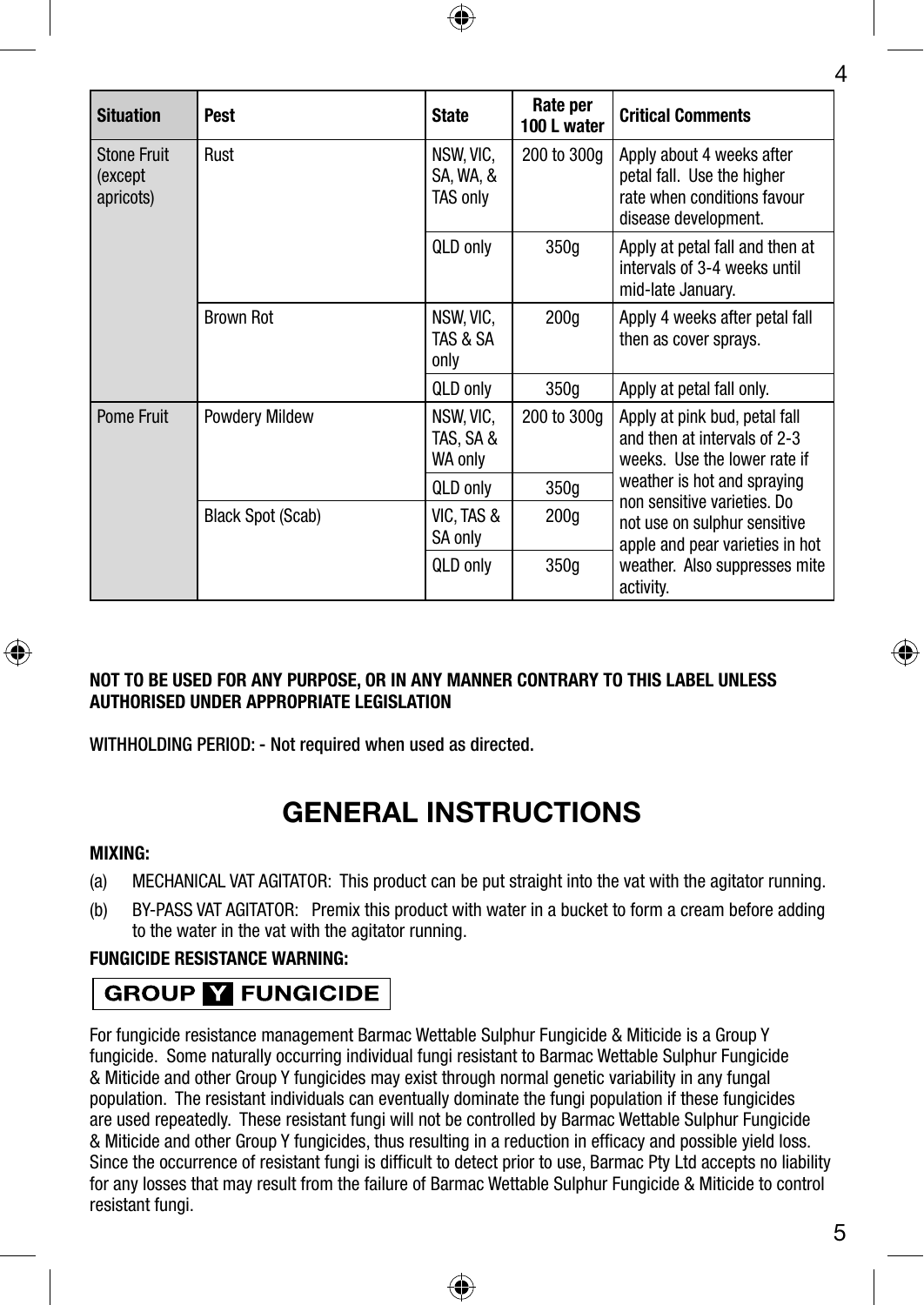| Situation | Pest | State | Rate per 100 L water | Critical Comments |
|---|---|---|---|---|
| Stone Fruit (except apricots) | Rust | NSW, VIC, SA, WA, & TAS only | 200 to 300g | Apply about 4 weeks after petal fall. Use the higher rate when conditions favour disease development. |
| | | QLD only | 350g | Apply at petal fall and then at intervals of 3-4 weeks until mid-late January. |
| | Brown Rot | NSW, VIC, TAS & SA only | 200g | Apply 4 weeks after petal fall then as cover sprays. |
| | | QLD only | 350g | Apply at petal fall only. |
| Pome Fruit | Powdery Mildew | NSW, VIC, TAS, SA & WA only | 200 to 300g | Apply at pink bud, petal fall and then at intervals of 2-3 weeks. Use the lower rate if weather is hot and spraying non sensitive varieties. Do not use on sulphur sensitive apple and pear varieties in hot weather. Also suppresses mite activity. |
| | | QLD only | 350g | |
| | Black Spot (Scab) | VIC, TAS & SA only | 200g | |
| | | QLD only | 350g | |

**NOT TO BE USED FOR ANY PURPOSE, OR IN ANY MANNER CONTRARY TO THIS LABEL UNLESS AUTHORISED UNDER APPROPRIATE LEGISLATION**

**WITHHOLDING PERIOD: - Not required when used as directed.**

# GENERAL INSTRUCTIONS

**MIXING:**

(a) MECHANICAL VAT AGITATOR: This product can be put straight into the vat with the agitator running.

(b) BY-PASS VAT AGITATOR: Premix this product with water in a bucket to form a cream before adding to the water in the vat with the agitator running.

**FUNGICIDE RESISTANCE WARNING:**

**GROUP Y FUNGICIDE**

For fungicide resistance management Barmac Wettable Sulphur Fungicide & Miticide is a Group Y fungicide. Some naturally occurring individual fungi resistant to Barmac Wettable Sulphur Fungicide & Miticide and other Group Y fungicides may exist through normal genetic variability in any fungal population. The resistant individuals can eventually dominate the fungi population if these fungicides are used repeatedly. These resistant fungi will not be controlled by Barmac Wettable Sulphur Fungicide & Miticide and other Group Y fungicides, thus resulting in a reduction in efficacy and possible yield loss. Since the occurrence of resistant fungi is difficult to detect prior to use, Barmac Pty Ltd accepts no liability for any losses that may result from the failure of Barmac Wettable Sulphur Fungicide & Miticide to control resistant fungi.